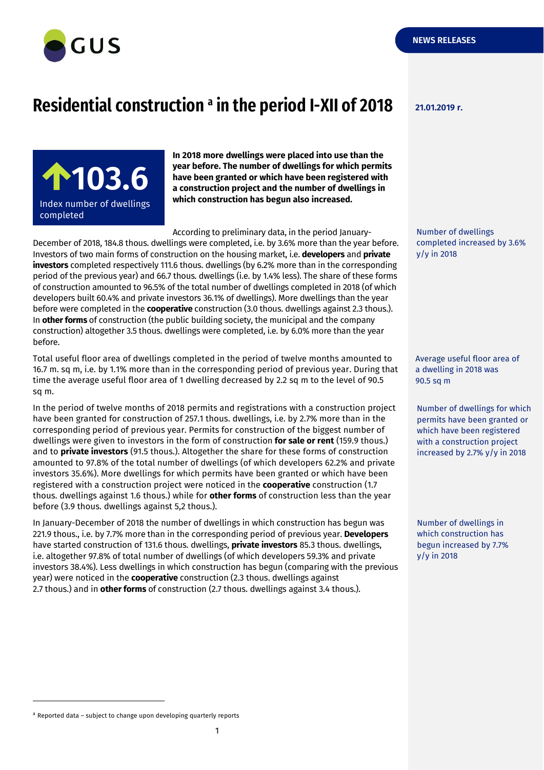GUS

NEWS RELEASES

# Residential construction [a] in the period I-XII of 2018

21.01.2019 r.

**103.6**
Index number of dwellings completed

**In 2018 more dwellings were placed into use than the year before. The number of dwellings for which permits have been granted or which have been registered with a construction project and the number of dwellings in which construction has begun also increased.**

Number of dwellings completed increased by 3.6% y/y in 2018

According to preliminary data, in the period January-December of 2018, 184.8 thous. dwellings were completed, i.e. by 3.6% more than the year before. Investors of two main forms of construction on the housing market, i.e. **developers** and **private investors** completed respectively 111.6 thous. dwellings (by 6.2% more than in the corresponding period of the previous year) and 66.7 thous. dwellings (i.e. by 1.4% less). The share of these forms of construction amounted to 96.5% of the total number of dwellings completed in 2018 (of which developers built 60.4% and private investors 36.1% of dwellings). More dwellings than the year before were completed in the **cooperative** construction (3.0 thous. dwellings against 2.3 thous.). In **other forms** of construction (the public building society, the municipal and the company construction) altogether 3.5 thous. dwellings were completed, i.e. by 6.0% more than the year before.

Average useful floor area of a dwelling in 2018 was 90.5 sq m

Total useful floor area of dwellings completed in the period of twelve months amounted to 16.7 m. sq m, i.e. by 1.1% more than in the corresponding period of previous year. During that time the average useful floor area of 1 dwelling decreased by 2.2 sq m to the level of 90.5 sq m.

Number of dwellings for which permits have been granted or which have been registered with a construction project increased by 2.7% y/y in 2018

In the period of twelve months of 2018 permits and registrations with a construction project have been granted for construction of 257.1 thous. dwellings, i.e. by 2.7% more than in the corresponding period of previous year. Permits for construction of the biggest number of dwellings were given to investors in the form of construction **for sale or rent** (159.9 thous.) and to **private investors** (91.5 thous.). Altogether the share for these forms of construction amounted to 97.8% of the total number of dwellings (of which developers 62.2% and private investors 35.6%). More dwellings for which permits have been granted or which have been registered with a construction project were noticed in the **cooperative** construction (1.7 thous. dwellings against 1.6 thous.) while for **other forms** of construction less than the year before (3.9 thous. dwellings against 5,2 thous.).

Number of dwellings in which construction has begun increased by 7.7% y/y in 2018

In January-December of 2018 the number of dwellings in which construction has begun was 221.9 thous., i.e. by 7.7% more than in the corresponding period of previous year. **Developers** have started construction of 131.6 thous. dwellings, **private investors** 85.3 thous. dwellings, i.e. altogether 97.8% of total number of dwellings (of which developers 59.3% and private investors 38.4%). Less dwellings in which construction has begun (comparing with the previous year) were noticed in the **cooperative** construction (2.3 thous. dwellings against 2.7 thous.) and in **other forms** of construction (2.7 thous. dwellings against 3.4 thous.).

[a] Reported data – subject to change upon developing quarterly reports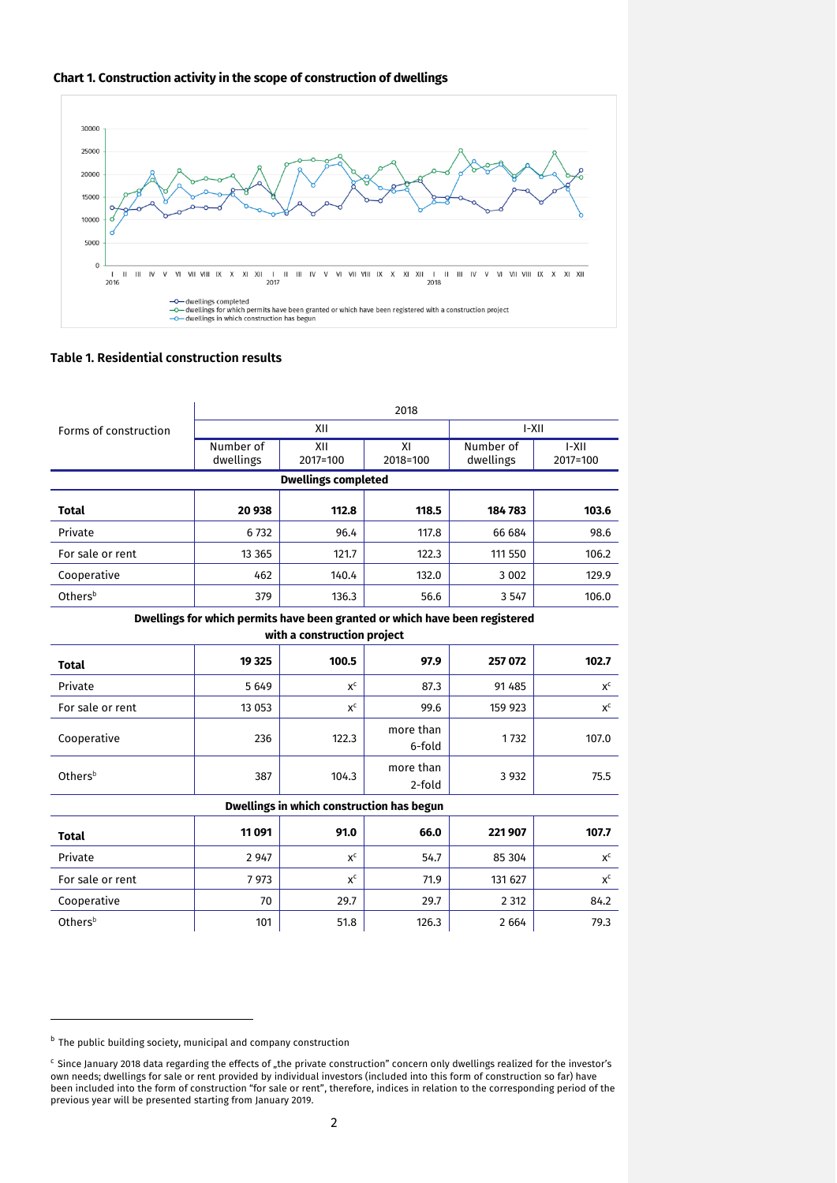**Chart 1. Construction activity in the scope of construction of dwellings**

**Table 1. Residential construction results**

| Forms of construction | 2018 | | | | |
|---|---|---|---|---|---|
| | XII | | | I-XII | |
| | Number of dwellings | XII 2017=100 | XI 2018=100 | Number of dwellings | I-XII 2017=100 |
| **Dwellings completed** | | | | | |
| **Total** | **20 938** | **112.8** | **118.5** | **184 783** | **103.6** |
| Private | 6 732 | 96.4 | 117.8 | 66 684 | 98.6 |
| For sale or rent | 13 365 | 121.7 | 122.3 | 111 550 | 106.2 |
| Cooperative | 462 | 140.4 | 132.0 | 3 002 | 129.9 |
| Others[b] | 379 | 136.3 | 56.6 | 3 547 | 106.0 |
| **Dwellings for which permits have been granted or which have been registered with a construction project** | | | | | |
| **Total** | **19 325** | **100.5** | **97.9** | **257 072** | **102.7** |
| Private | 5 649 | x[c] | 87.3 | 91 485 | x[c] |
| For sale or rent | 13 053 | x[c] | 99.6 | 159 923 | x[c] |
| Cooperative | 236 | 122.3 | more than 6-fold | 1 732 | 107.0 |
| Others[b] | 387 | 104.3 | more than 2-fold | 3 932 | 75.5 |
| **Dwellings in which construction has begun** | | | | | |
| **Total** | **11 091** | **91.0** | **66.0** | **221 907** | **107.7** |
| Private | 2 947 | x[c] | 54.7 | 85 304 | x[c] |
| For sale or rent | 7 973 | x[c] | 71.9 | 131 627 | x[c] |
| Cooperative | 70 | 29.7 | 29.7 | 2 312 | 84.2 |
| Others[b] | 101 | 51.8 | 126.3 | 2 664 | 79.3 |

[b] The public building society, municipal and company construction

[c] Since January 2018 data regarding the effects of „the private construction" concern only dwellings realized for the investor's own needs; dwellings for sale or rent provided by individual investors (included into this form of construction so far) have been included into the form of construction "for sale or rent", therefore, indices in relation to the corresponding period of the previous year will be presented starting from January 2019.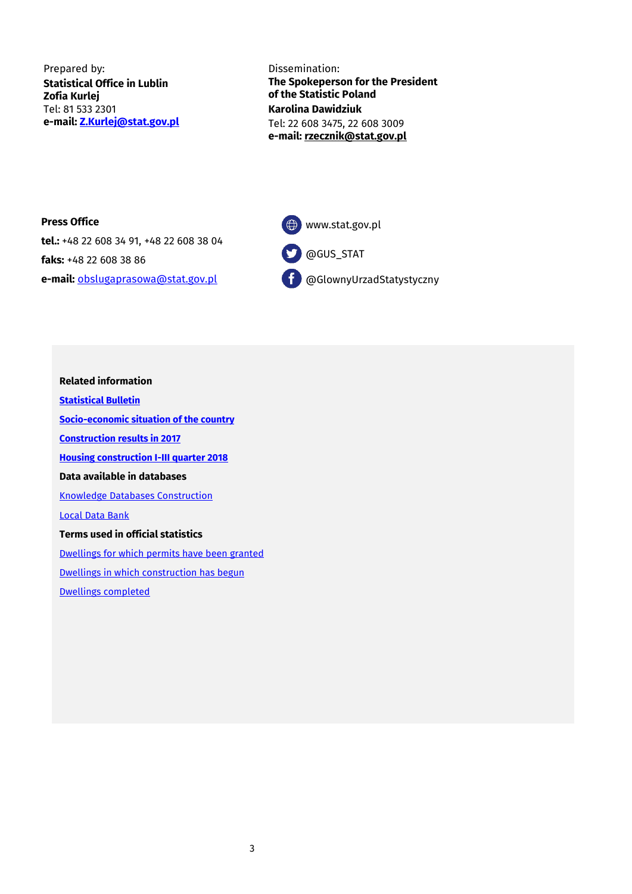Prepared by:
**Statistical Office in Lublin**
**Zofia Kurlej**
Tel: 81 533 2301
**e-mail:** **Z.Kurlej@stat.gov.pl**

Dissemination:
**The Spokeperson for the President of the Statistic Poland**
**Karolina Dawidziuk**
Tel: 22 608 3475, 22 608 3009
**e-mail:** **rzecznik@stat.gov.pl**

**Press Office**
**tel.:** +48 22 608 34 91, +48 22 608 38 04
**faks:** +48 22 608 38 86
**e-mail:** obslugaprasowa@stat.gov.pl

www.stat.gov.pl
@GUS_STAT
@GlownyUrzadStatystyczny

**Related information**

**Statistical Bulletin**

**Socio-economic situation of the country**

**Construction results in 2017**

**Housing construction I-III quarter 2018**

**Data available in databases**

Knowledge Databases Construction

Local Data Bank

**Terms used in official statistics**

Dwellings for which permits have been granted

Dwellings in which construction has begun

Dwellings completed